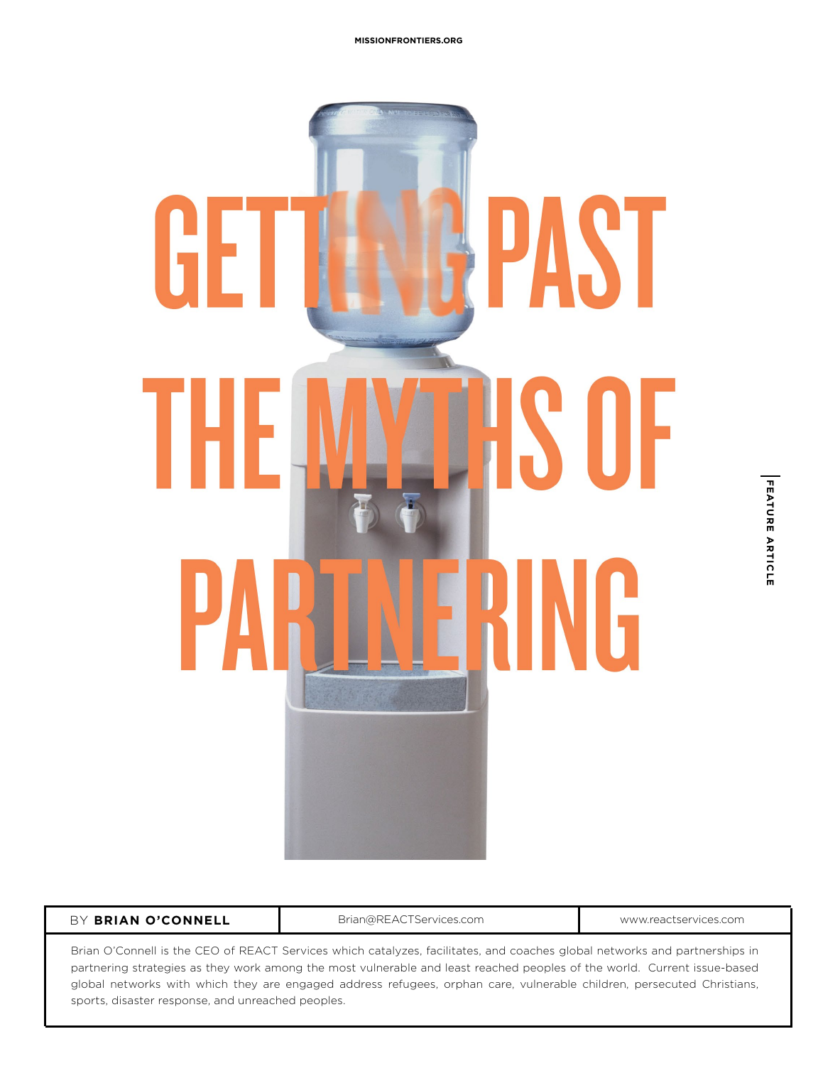# GETTING PAST THE MYTHS OF PARTNERING

FEATURE ARTICLE

| BY **BRIAN O'CONNELL** | Brian@REACTServices.com | www.reactservices.com |
|---|---|---|

Brian O'Connell is the CEO of REACT Services which catalyzes, facilitates, and coaches global networks and partnerships in partnering strategies as they work among the most vulnerable and least reached peoples of the world. Current issue-based global networks with which they are engaged address refugees, orphan care, vulnerable children, persecuted Christians, sports, disaster response, and unreached peoples.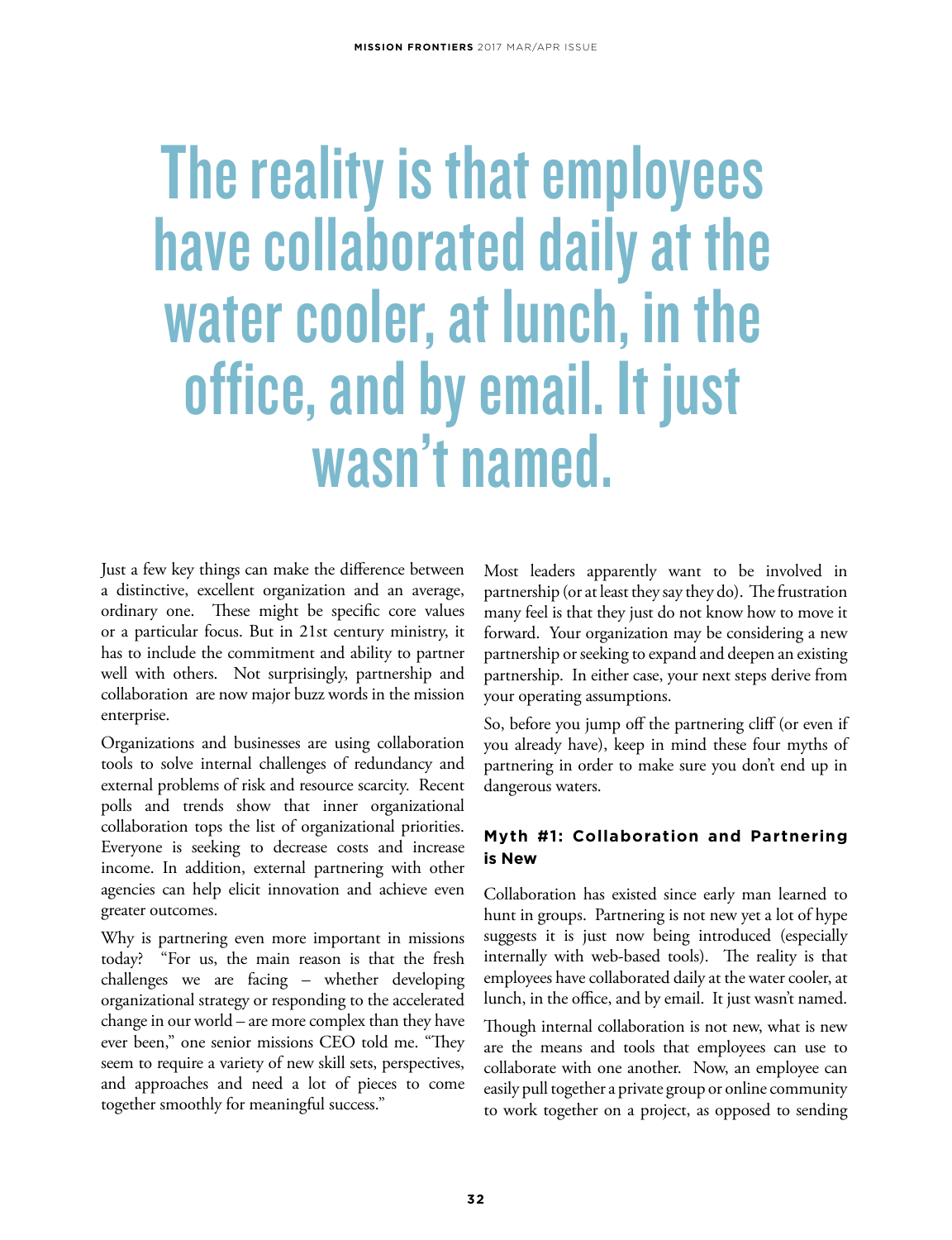> The reality is that employees have collaborated daily at the water cooler, at lunch, in the office, and by email. It just wasn't named.

Just a few key things can make the difference between a distinctive, excellent organization and an average, ordinary one. These might be specific core values or a particular focus. But in 21st century ministry, it has to include the commitment and ability to partner well with others. Not surprisingly, partnership and collaboration are now major buzz words in the mission enterprise.

Organizations and businesses are using collaboration tools to solve internal challenges of redundancy and external problems of risk and resource scarcity. Recent polls and trends show that inner organizational collaboration tops the list of organizational priorities. Everyone is seeking to decrease costs and increase income. In addition, external partnering with other agencies can help elicit innovation and achieve even greater outcomes.

Why is partnering even more important in missions today? "For us, the main reason is that the fresh challenges we are facing – whether developing organizational strategy or responding to the accelerated change in our world – are more complex than they have ever been," one senior missions CEO told me. "They seem to require a variety of new skill sets, perspectives, and approaches and need a lot of pieces to come together smoothly for meaningful success."

Most leaders apparently want to be involved in partnership (or at least they say they do). The frustration many feel is that they just do not know how to move it forward. Your organization may be considering a new partnership or seeking to expand and deepen an existing partnership. In either case, your next steps derive from your operating assumptions.

So, before you jump off the partnering cliff (or even if you already have), keep in mind these four myths of partnering in order to make sure you don't end up in dangerous waters.

### Myth #1: Collaboration and Partnering is New

Collaboration has existed since early man learned to hunt in groups. Partnering is not new yet a lot of hype suggests it is just now being introduced (especially internally with web-based tools). The reality is that employees have collaborated daily at the water cooler, at lunch, in the office, and by email. It just wasn't named.

Though internal collaboration is not new, what is new are the means and tools that employees can use to collaborate with one another. Now, an employee can easily pull together a private group or online community to work together on a project, as opposed to sending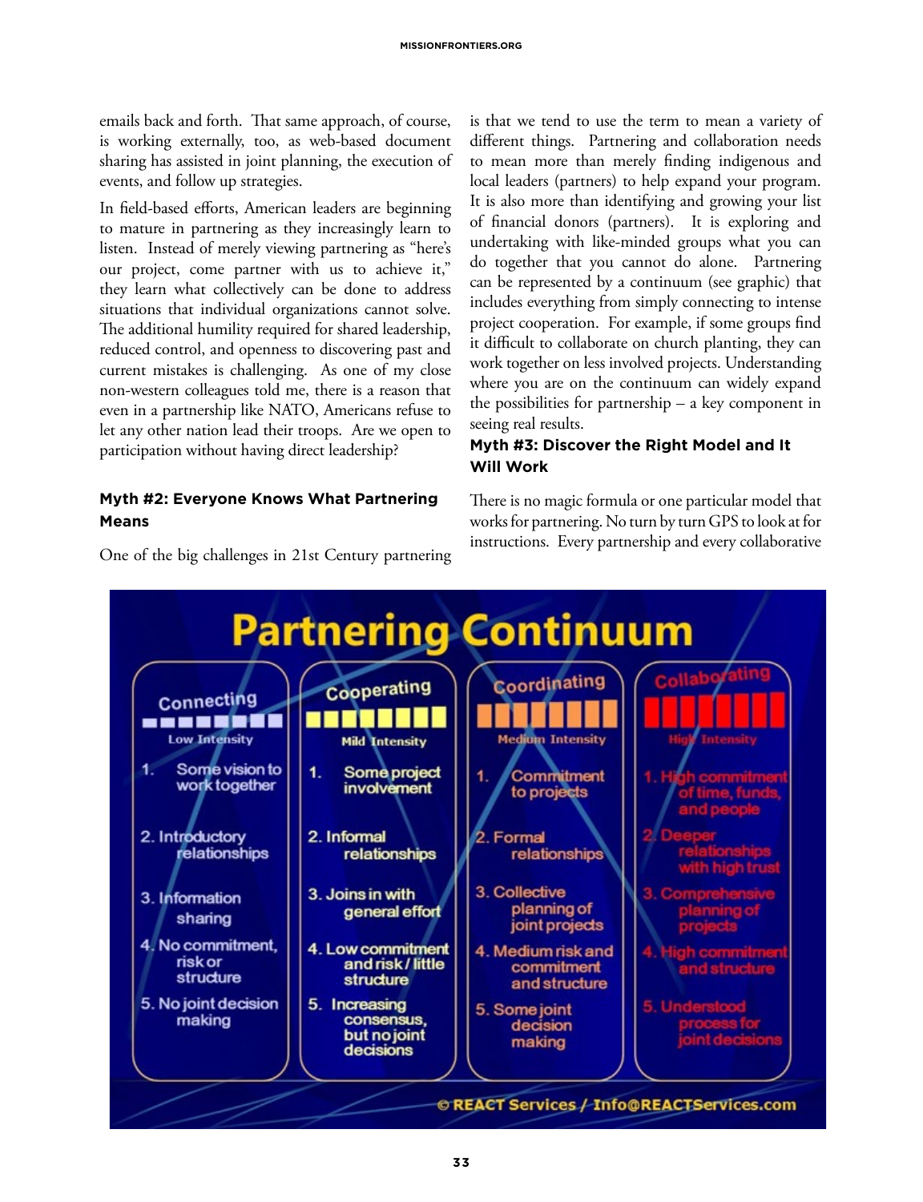emails back and forth. That same approach, of course, is working externally, too, as web-based document sharing has assisted in joint planning, the execution of events, and follow up strategies.

In field-based efforts, American leaders are beginning to mature in partnering as they increasingly learn to listen. Instead of merely viewing partnering as "here's our project, come partner with us to achieve it," they learn what collectively can be done to address situations that individual organizations cannot solve. The additional humility required for shared leadership, reduced control, and openness to discovering past and current mistakes is challenging. As one of my close non-western colleagues told me, there is a reason that even in a partnership like NATO, Americans refuse to let any other nation lead their troops. Are we open to participation without having direct leadership?

### Myth #2: Everyone Knows What Partnering Means

One of the big challenges in 21st Century partnering is that we tend to use the term to mean a variety of different things. Partnering and collaboration needs to mean more than merely finding indigenous and local leaders (partners) to help expand your program. It is also more than identifying and growing your list of financial donors (partners). It is exploring and undertaking with like-minded groups what you can do together that you cannot do alone. Partnering can be represented by a continuum (see graphic) that includes everything from simply connecting to intense project cooperation. For example, if some groups find it difficult to collaborate on church planting, they can work together on less involved projects. Understanding where you are on the continuum can widely expand the possibilities for partnership – a key component in seeing real results.

### Myth #3: Discover the Right Model and It Will Work

There is no magic formula or one particular model that works for partnering. No turn by turn GPS to look at for instructions. Every partnership and every collaborative

**Partnering Continuum**

| Connecting | Cooperating | Coordinating | Collaborating |
|---|---|---|---|
| Low Intensity | Mild Intensity | Medium Intensity | High Intensity |
| 1. Some vision to work together | 1. Some project involvement | 1. Commitment to projects | 1. High commitment of time, funds, and people |
| 2. Introductory relationships | 2. Informal relationships | 2. Formal relationships | 2. Deeper relationships with high trust |
| 3. Information sharing | 3. Joins in with general effort | 3. Collective planning of joint projects | 3. Comprehensive planning of projects |
| 4. No commitment, risk or structure | 4. Low commitment and risk / little structure | 4. Medium risk and commitment and structure | 4. High commitment and structure |
| 5. No joint decision making | 5. Increasing consensus, but no joint decisions | 5. Some joint decision making | 5. Understood process for joint decisions |

© REACT Services / Info@REACTServices.com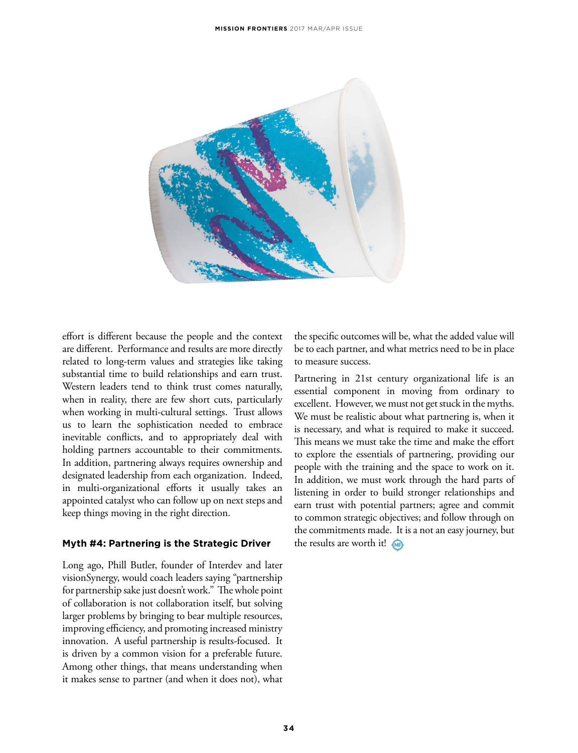effort is different because the people and the context are different. Performance and results are more directly related to long-term values and strategies like taking substantial time to build relationships and earn trust. Western leaders tend to think trust comes naturally, when in reality, there are few short cuts, particularly when working in multi-cultural settings. Trust allows us to learn the sophistication needed to embrace inevitable conflicts, and to appropriately deal with holding partners accountable to their commitments. In addition, partnering always requires ownership and designated leadership from each organization. Indeed, in multi-organizational efforts it usually takes an appointed catalyst who can follow up on next steps and keep things moving in the right direction.

### Myth #4: Partnering is the Strategic Driver

Long ago, Phill Butler, founder of Interdev and later visionSynergy, would coach leaders saying "partnership for partnership sake just doesn't work." The whole point of collaboration is not collaboration itself, but solving larger problems by bringing to bear multiple resources, improving efficiency, and promoting increased ministry innovation. A useful partnership is results-focused. It is driven by a common vision for a preferable future. Among other things, that means understanding when it makes sense to partner (and when it does not), what the specific outcomes will be, what the added value will be to each partner, and what metrics need to be in place to measure success.

Partnering in 21st century organizational life is an essential component in moving from ordinary to excellent. However, we must not get stuck in the myths. We must be realistic about what partnering is, when it is necessary, and what is required to make it succeed. This means we must take the time and make the effort to explore the essentials of partnering, providing our people with the training and the space to work on it. In addition, we must work through the hard parts of listening in order to build stronger relationships and earn trust with potential partners; agree and commit to common strategic objectives; and follow through on the commitments made. It is a not an easy journey, but the results are worth it!